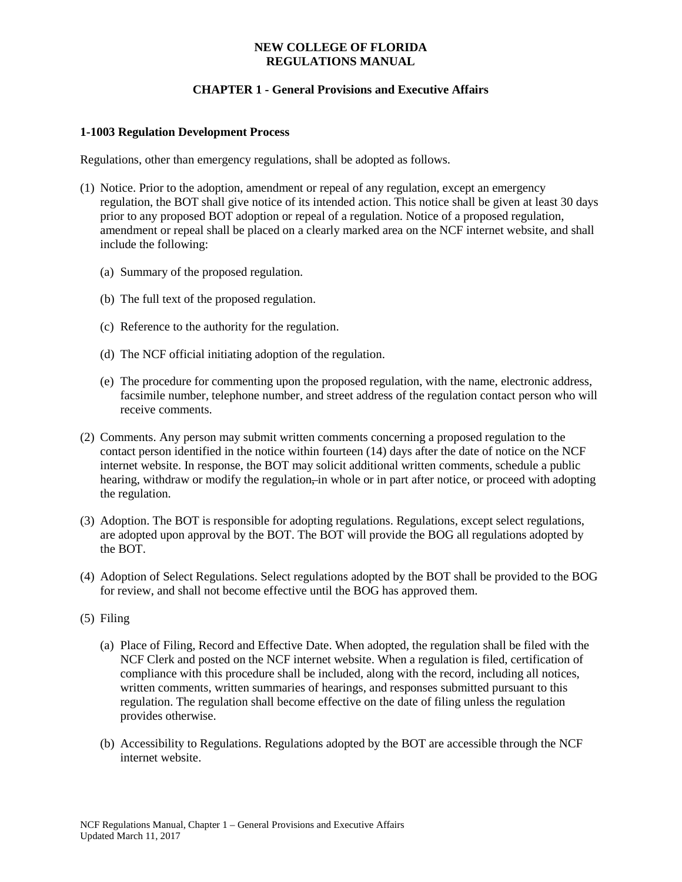**NEW COLLEGE OF FLORIDA**
**REGULATIONS MANUAL**

**CHAPTER 1 - General Provisions and Executive Affairs**

**1-1003 Regulation Development Process**

Regulations, other than emergency regulations, shall be adopted as follows.

(1) Notice. Prior to the adoption, amendment or repeal of any regulation, except an emergency regulation, the BOT shall give notice of its intended action. This notice shall be given at least 30 days prior to any proposed BOT adoption or repeal of a regulation. Notice of a proposed regulation, amendment or repeal shall be placed on a clearly marked area on the NCF internet website, and shall include the following:

   (a) Summary of the proposed regulation.

   (b) The full text of the proposed regulation.

   (c) Reference to the authority for the regulation.

   (d) The NCF official initiating adoption of the regulation.

   (e) The procedure for commenting upon the proposed regulation, with the name, electronic address, facsimile number, telephone number, and street address of the regulation contact person who will receive comments.

(2) Comments. Any person may submit written comments concerning a proposed regulation to the contact person identified in the notice within fourteen (14) days after the date of notice on the NCF internet website. In response, the BOT may solicit additional written comments, schedule a public hearing, withdraw or modify the regulation ~~,~~ in whole or in part after notice, or proceed with adopting the regulation.

(3) Adoption. The BOT is responsible for adopting regulations. Regulations, except select regulations, are adopted upon approval by the BOT. The BOT will provide the BOG all regulations adopted by the BOT.

(4) Adoption of Select Regulations. Select regulations adopted by the BOT shall be provided to the BOG for review, and shall not become effective until the BOG has approved them.

(5) Filing

   (a) Place of Filing, Record and Effective Date. When adopted, the regulation shall be filed with the NCF Clerk and posted on the NCF internet website. When a regulation is filed, certification of compliance with this procedure shall be included, along with the record, including all notices, written comments, written summaries of hearings, and responses submitted pursuant to this regulation. The regulation shall become effective on the date of filing unless the regulation provides otherwise.

   (b) Accessibility to Regulations. Regulations adopted by the BOT are accessible through the NCF internet website.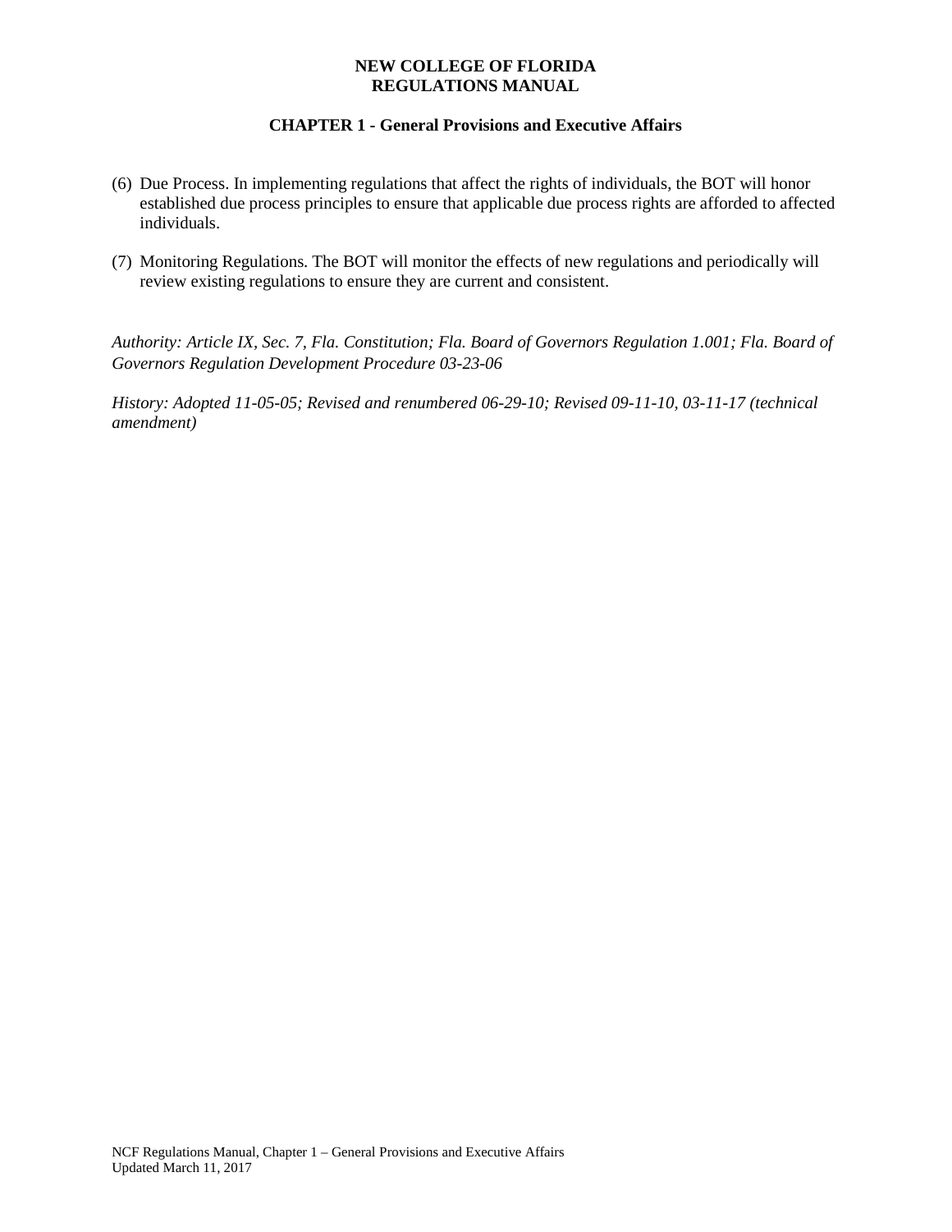(6) Due Process. In implementing regulations that affect the rights of individuals, the BOT will honor established due process principles to ensure that applicable due process rights are afforded to affected individuals.

(7) Monitoring Regulations. The BOT will monitor the effects of new regulations and periodically will review existing regulations to ensure they are current and consistent.

*Authority: Article IX, Sec. 7, Fla. Constitution; Fla. Board of Governors Regulation 1.001; Fla. Board of Governors Regulation Development Procedure 03-23-06*

*History: Adopted 11-05-05; Revised and renumbered 06-29-10; Revised 09-11-10, 03-11-17 (technical amendment)*